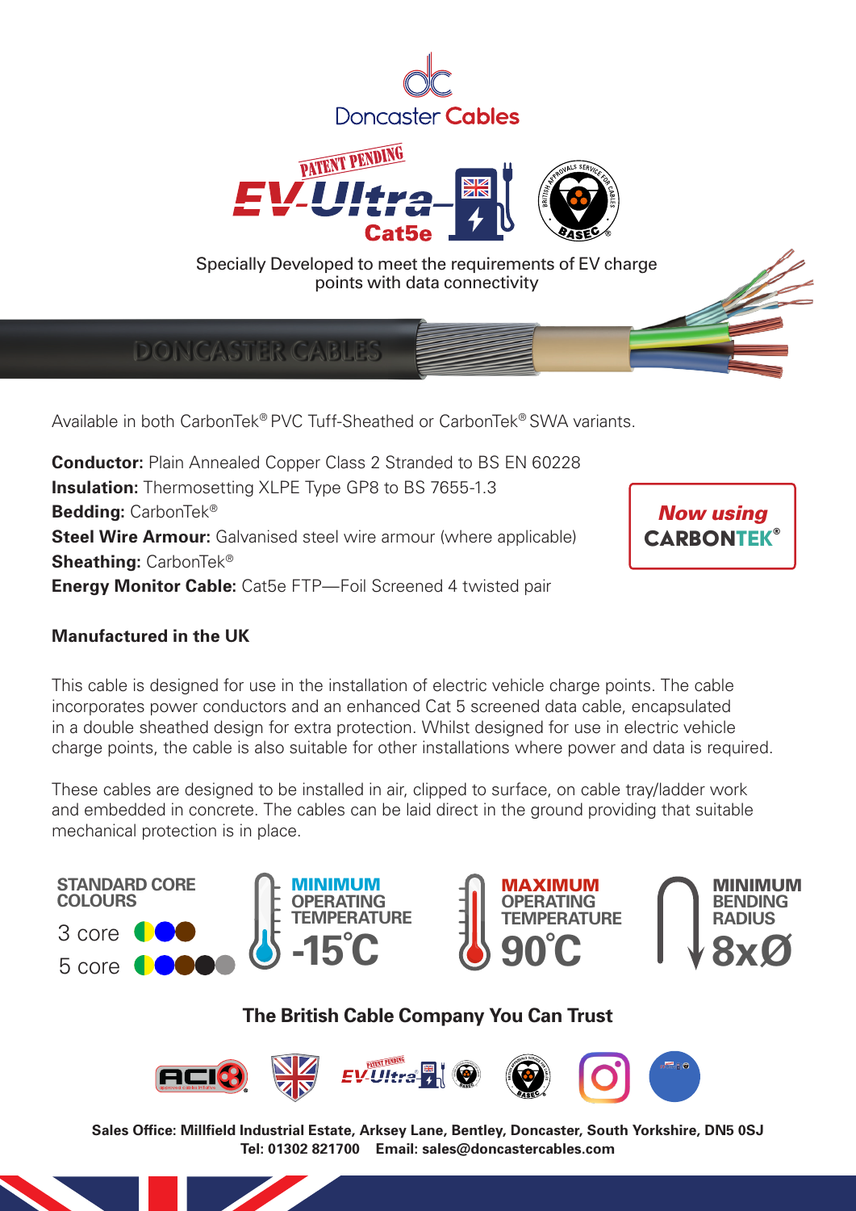# Doncaster Cables

PATENT PENDING

# EV-Ultra Cat5e

Specially Developed to meet the requirements of EV charge points with data connectivity

Available in both CarbonTek® PVC Tuff-Sheathed or CarbonTek® SWA variants.

**Conductor:** Plain Annealed Copper Class 2 Stranded to BS EN 60228
**Insulation:** Thermosetting XLPE Type GP8 to BS 7655-1.3
**Bedding:** CarbonTek®
**Steel Wire Armour:** Galvanised steel wire armour (where applicable)
**Sheathing:** CarbonTek®
**Energy Monitor Cable:** Cat5e FTP—Foil Screened 4 twisted pair

*Now using* **CARBONTEK®**

**Manufactured in the UK**

This cable is designed for use in the installation of electric vehicle charge points. The cable incorporates power conductors and an enhanced Cat 5 screened data cable, encapsulated in a double sheathed design for extra protection. Whilst designed for use in electric vehicle charge points, the cable is also suitable for other installations where power and data is required.

These cables are designed to be installed in air, clipped to surface, on cable tray/ladder work and embedded in concrete. The cables can be laid direct in the ground providing that suitable mechanical protection is in place.

**STANDARD CORE COLOURS**
3 core
5 core

**MINIMUM OPERATING TEMPERATURE** -15°C

**MAXIMUM OPERATING TEMPERATURE** 90°C

**MINIMUM BENDING RADIUS** 8xØ

## The British Cable Company You Can Trust

**Sales Office: Millfield Industrial Estate, Arksey Lane, Bentley, Doncaster, South Yorkshire, DN5 0SJ**
**Tel: 01302 821700 Email: sales@doncastercables.com**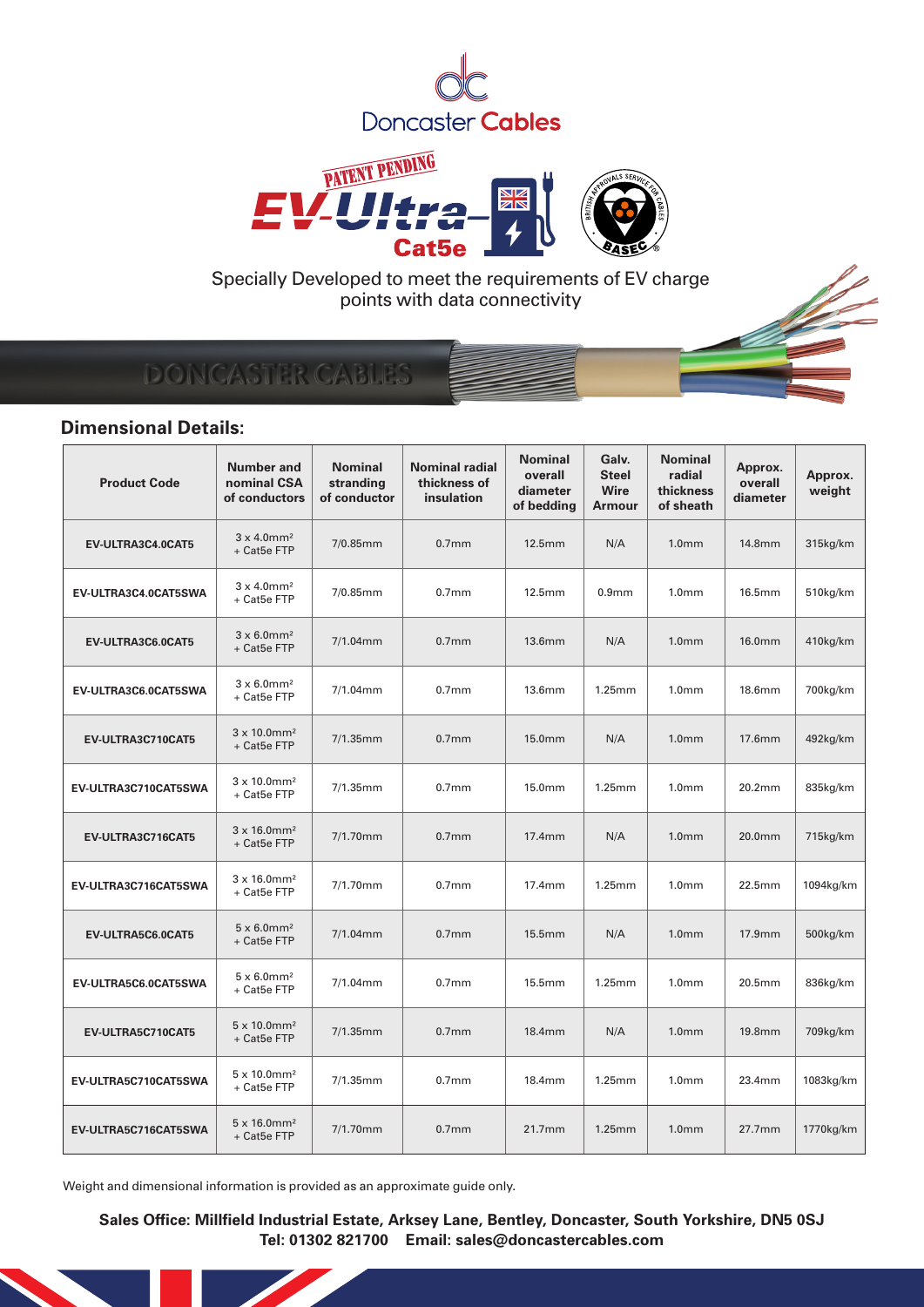Doncaster Cables

PATENT PENDING

EV-Ultra Cat5e

Specially Developed to meet the requirements of EV charge points with data connectivity

## Dimensional Details:

| Product Code | Number and nominal CSA of conductors | Nominal stranding of conductor | Nominal radial thickness of insulation | Nominal overall diameter of bedding | Galv. Steel Wire Armour | Nominal radial thickness of sheath | Approx. overall diameter | Approx. weight |
|---|---|---|---|---|---|---|---|---|
| EV-ULTRA3C4.0CAT5 | 3 x 4.0mm² + Cat5e FTP | 7/0.85mm | 0.7mm | 12.5mm | N/A | 1.0mm | 14.8mm | 315kg/km |
| EV-ULTRA3C4.0CAT5SWA | 3 x 4.0mm² + Cat5e FTP | 7/0.85mm | 0.7mm | 12.5mm | 0.9mm | 1.0mm | 16.5mm | 510kg/km |
| EV-ULTRA3C6.0CAT5 | 3 x 6.0mm² + Cat5e FTP | 7/1.04mm | 0.7mm | 13.6mm | N/A | 1.0mm | 16.0mm | 410kg/km |
| EV-ULTRA3C6.0CAT5SWA | 3 x 6.0mm² + Cat5e FTP | 7/1.04mm | 0.7mm | 13.6mm | 1.25mm | 1.0mm | 18.6mm | 700kg/km |
| EV-ULTRA3C710CAT5 | 3 x 10.0mm² + Cat5e FTP | 7/1.35mm | 0.7mm | 15.0mm | N/A | 1.0mm | 17.6mm | 492kg/km |
| EV-ULTRA3C710CAT5SWA | 3 x 10.0mm² + Cat5e FTP | 7/1.35mm | 0.7mm | 15.0mm | 1.25mm | 1.0mm | 20.2mm | 835kg/km |
| EV-ULTRA3C716CAT5 | 3 x 16.0mm² + Cat5e FTP | 7/1.70mm | 0.7mm | 17.4mm | N/A | 1.0mm | 20.0mm | 715kg/km |
| EV-ULTRA3C716CAT5SWA | 3 x 16.0mm² + Cat5e FTP | 7/1.70mm | 0.7mm | 17.4mm | 1.25mm | 1.0mm | 22.5mm | 1094kg/km |
| EV-ULTRA5C6.0CAT5 | 5 x 6.0mm² + Cat5e FTP | 7/1.04mm | 0.7mm | 15.5mm | N/A | 1.0mm | 17.9mm | 500kg/km |
| EV-ULTRA5C6.0CAT5SWA | 5 x 6.0mm² + Cat5e FTP | 7/1.04mm | 0.7mm | 15.5mm | 1.25mm | 1.0mm | 20.5mm | 836kg/km |
| EV-ULTRA5C710CAT5 | 5 x 10.0mm² + Cat5e FTP | 7/1.35mm | 0.7mm | 18.4mm | N/A | 1.0mm | 19.8mm | 709kg/km |
| EV-ULTRA5C710CAT5SWA | 5 x 10.0mm² + Cat5e FTP | 7/1.35mm | 0.7mm | 18.4mm | 1.25mm | 1.0mm | 23.4mm | 1083kg/km |
| EV-ULTRA5C716CAT5SWA | 5 x 16.0mm² + Cat5e FTP | 7/1.70mm | 0.7mm | 21.7mm | 1.25mm | 1.0mm | 27.7mm | 1770kg/km |

Weight and dimensional information is provided as an approximate guide only.

**Sales Office: Millfield Industrial Estate, Arksey Lane, Bentley, Doncaster, South Yorkshire, DN5 0SJ**
**Tel: 01302 821700 Email: sales@doncastercables.com**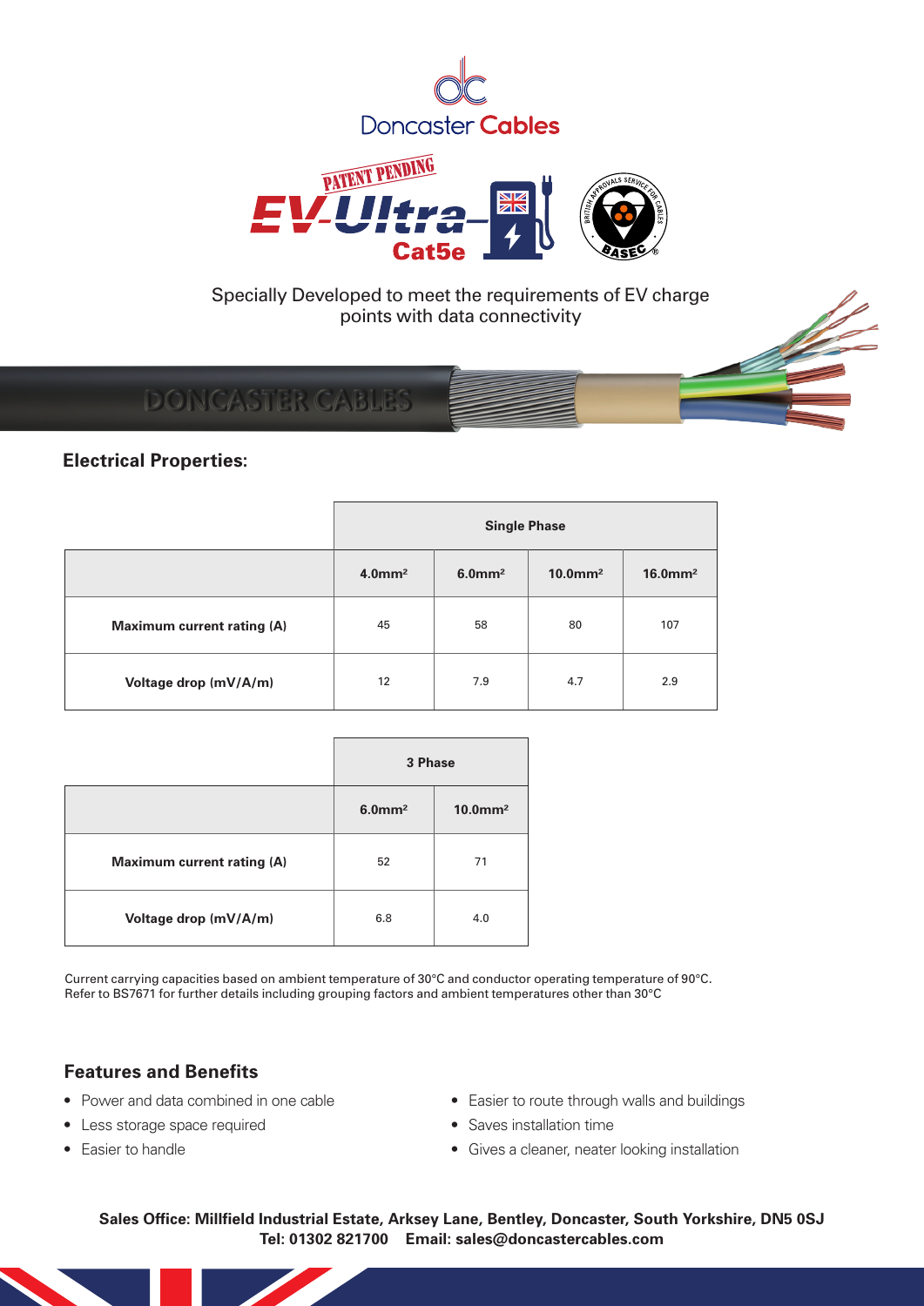Doncaster Cables

PATENT PENDING

EV-Ultra Cat5e

Specially Developed to meet the requirements of EV charge points with data connectivity

## Electrical Properties:

| | Single Phase | | | |
|---|---|---|---|---|
| | 4.0mm² | 6.0mm² | 10.0mm² | 16.0mm² |
| **Maximum current rating (A)** | 45 | 58 | 80 | 107 |
| **Voltage drop (mV/A/m)** | 12 | 7.9 | 4.7 | 2.9 |

| | 3 Phase | |
|---|---|---|
| | 6.0mm² | 10.0mm² |
| **Maximum current rating (A)** | 52 | 71 |
| **Voltage drop (mV/A/m)** | 6.8 | 4.0 |

Current carrying capacities based on ambient temperature of 30°C and conductor operating temperature of 90°C.
Refer to BS7671 for further details including grouping factors and ambient temperatures other than 30°C

## Features and Benefits

- Power and data combined in one cable
- Less storage space required
- Easier to handle
- Easier to route through walls and buildings
- Saves installation time
- Gives a cleaner, neater looking installation

**Sales Office: Millfield Industrial Estate, Arksey Lane, Bentley, Doncaster, South Yorkshire, DN5 0SJ**
**Tel: 01302 821700 Email: sales@doncastercables.com**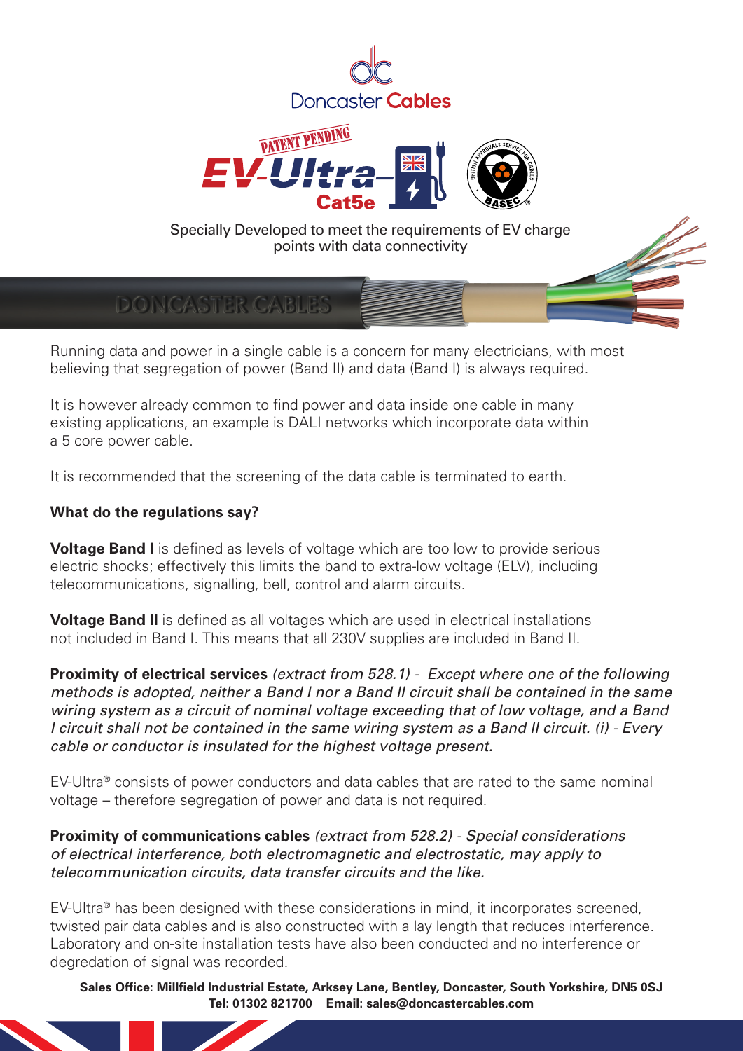Doncaster Cables

PATENT PENDING

EV-Ultra Cat5e

Specially Developed to meet the requirements of EV charge points with data connectivity

Running data and power in a single cable is a concern for many electricians, with most believing that segregation of power (Band II) and data (Band I) is always required.

It is however already common to find power and data inside one cable in many existing applications, an example is DALI networks which incorporate data within a 5 core power cable.

It is recommended that the screening of the data cable is terminated to earth.

**What do the regulations say?**

**Voltage Band I** is defined as levels of voltage which are too low to provide serious electric shocks; effectively this limits the band to extra-low voltage (ELV), including telecommunications, signalling, bell, control and alarm circuits.

**Voltage Band II** is defined as all voltages which are used in electrical installations not included in Band I. This means that all 230V supplies are included in Band II.

**Proximity of electrical services** *(extract from 528.1) - Except where one of the following methods is adopted, neither a Band I nor a Band II circuit shall be contained in the same wiring system as a circuit of nominal voltage exceeding that of low voltage, and a Band I circuit shall not be contained in the same wiring system as a Band II circuit. (i) - Every cable or conductor is insulated for the highest voltage present.*

EV-Ultra® consists of power conductors and data cables that are rated to the same nominal voltage – therefore segregation of power and data is not required.

**Proximity of communications cables** *(extract from 528.2) - Special considerations of electrical interference, both electromagnetic and electrostatic, may apply to telecommunication circuits, data transfer circuits and the like.*

EV-Ultra® has been designed with these considerations in mind, it incorporates screened, twisted pair data cables and is also constructed with a lay length that reduces interference. Laboratory and on-site installation tests have also been conducted and no interference or degredation of signal was recorded.

**Sales Office: Millfield Industrial Estate, Arksey Lane, Bentley, Doncaster, South Yorkshire, DN5 0SJ**
**Tel: 01302 821700 Email: sales@doncastercables.com**